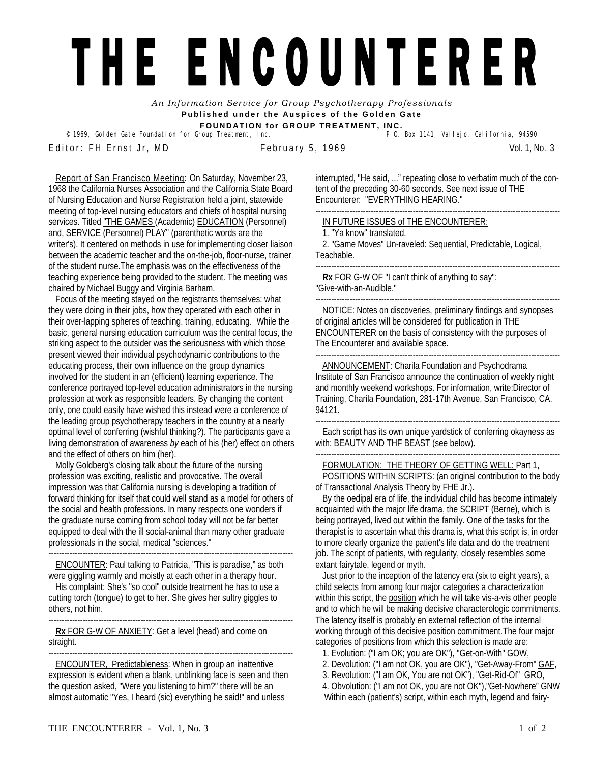# THE ENCOUNTERER

*An Information Service for Group Psychotherapy Professionals*

**Published under the Auspices of the Golden Gate FOUNDATION for GROUP TREATMENT, INC.**

© 1969, Golden Gate Foundation for Group Treatment, Inc. P.O. Box 1141, Vallejo, California, 94590

Editor: FH Ernst Jr, MD — February 5, 1969 — Vol. 1, No. 3

---

Report of San Francisco Meeting: On Saturday, November 23, 1968 the California Nurses Association and the California State Board of Nursing Education and Nurse Registration held a joint, statewide meeting of top-level nursing educators and chiefs of hospital nursing services. Titled "THE GAMES (Academic) EDUCATION (Personnel) and, SERVICE (Personnel) PLAY" (parenthetic words are the writer's). It centered on methods in use for implementing closer liaison between the academic teacher and the on-the-job, floor-nurse, trainer of the student nurse.The emphasis was on the effectiveness of the teaching experience being provided to the student. The meeting was chaired by Michael Buggy and Virginia Barham.

Focus of the meeting stayed on the registrants themselves: what they were doing in their jobs, how they operated with each other in their over-lapping spheres of teaching, training, educating. While the basic, general nursing education curriculum was the central focus, the striking aspect to the outsider was the seriousness with which those present viewed their individual psychodynamic contributions to the educating process, their own influence on the group dynamics involved for the student in an (efficient) learning experience. The conference portrayed top-level education administrators in the nursing profession at work as responsible leaders. By changing the content only, one could easily have wished this instead were a conference of the leading group psychotherapy teachers in the country at a nearly optimal level of conferring (wishful thinking?). The participants gave a living demonstration of awareness *by* each of his (her) effect on others and the effect of others on him (her).

Molly Goldberg's closing talk about the future of the nursing profession was exciting, realistic and provocative. The overall impression was that California nursing is developing a tradition of forward thinking for itself that could well stand as a model for others of the social and health professions. In many respects one wonders if the graduate nurse coming from school today will not be far better equipped to deal with the ill social-animal than many other graduate professionals in the social, medical "sciences."

---

ENCOUNTER: Paul talking to Patricia, "This is paradise," as both were giggling warmly and moistly at each other in a therapy hour.

His complaint: She's "so cool" outside treatment he has to use a cutting torch (tongue) to get to her. She gives her sultry giggles to others, not him.

---

**Rx** FOR G-W OF ANXIETY: Get a level (head) and come on straight.

---

ENCOUNTER, Predictableness: When in group an inattentive expression is evident when a blank, unblinking face is seen and then the question asked, "Were you listening to him?" there will be an almost automatic "Yes, I heard (sic) everything he said!" and unless interrupted, "He said, ..." repeating close to verbatim much of the content of the preceding 30-60 seconds. See next issue of THE Encounterer: "EVERYTHING HEARING."

---

IN FUTURE ISSUES of THE ENCOUNTERER:

1. "Ya know" translated.
2. "Game Moves" Un-raveled: Sequential, Predictable, Logical, Teachable.

---

**Rx** FOR G-W OF "I can't think of anything to say": "Give-with-an-Audible."

---

NOTICE: Notes on discoveries, preliminary findings and synopses of original articles will be considered for publication in THE ENCOUNTERER on the basis of consistency with the purposes of The Encounterer and available space.

---

ANNOUNCEMENT: Charila Foundation and Psychodrama Institute of San Francisco announce the continuation of weekly night and monthly weekend workshops. For information, write:Director of Training, Charila Foundation, 281-17th Avenue, San Francisco, CA. 94121.

---

Each script has its own unique yardstick of conferring okayness as with: BEAUTY AND THF BEAST (see below).

---

FORMULATION: THE THEORY OF GETTING WELL: Part 1,

POSITIONS WITHIN SCRIPTS: (an original contribution to the body of Transactional Analysis Theory by FHE Jr.).

By the oedipal era of life, the individual child has become intimately acquainted with the major life drama, the SCRIPT (Berne), which is being portrayed, lived out within the family. One of the tasks for the therapist is to ascertain what this drama is, what this script is, in order to more clearly organize the patient's life data and do the treatment job. The script of patients, with regularity, closely resembles some extant fairytale, legend or myth.

Just prior to the inception of the latency era (six to eight years), a child selects from among four major categories a characterization within this script, the position which he will take vis-a-vis other people and to which he will be making decisive characterologic commitments. The latency itself is probably en external reflection of the internal working through of this decisive position commitment.The four major categories of positions from which this selection is made are:

1. Evolution: ("I am OK; you are OK"), "Get-on-With" GOW,
2. Devolution: ("I am not OK, you are OK"), "Get-Away-From" GAF,
3. Revolution: ("I am OK, You are not OK"), "Get-Rid-Of" GRO,
4. Obvolution: ("I am not OK, you are not OK"),"Get-Nowhere" GNW

Within each (patient's) script, within each myth, legend and fairy-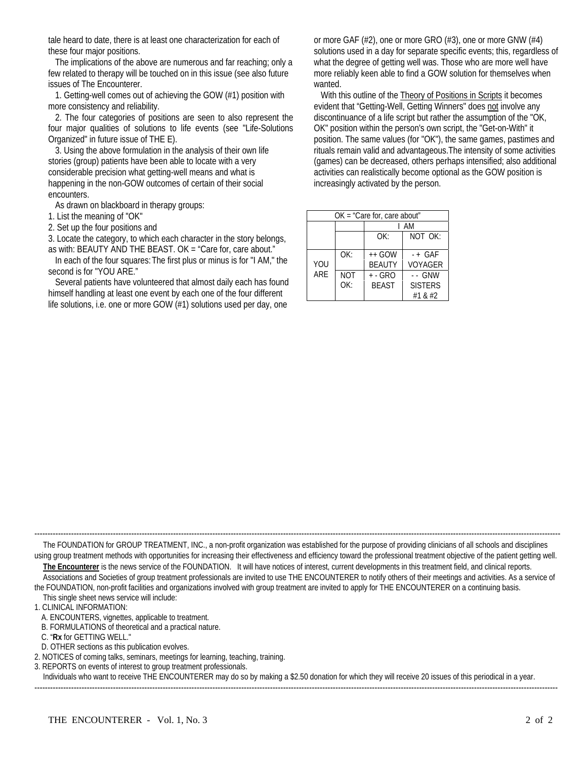tale heard to date, there is at least one characterization for each of these four major positions.

The implications of the above are numerous and far reaching; only a few related to therapy will be touched on in this issue (see also future issues of The Encounterer.

1. Getting-well comes out of achieving the GOW (#1) position with more consistency and reliability.

2. The four categories of positions are seen to also represent the four major qualities of solutions to life events (see "Life-Solutions Organized" in future issue of THE E).

3. Using the above formulation in the analysis of their own life stories (group) patients have been able to locate with a very considerable precision what getting-well means and what is happening in the non-GOW outcomes of certain of their social encounters.

As drawn on blackboard in therapy groups:

1. List the meaning of "OK"
2. Set up the four positions and
3. Locate the category, to which each character in the story belongs, as with: BEAUTY AND THE BEAST. OK = "Care for, care about."

In each of the four squares: The first plus or minus is for "I AM," the second is for "YOU ARE."

Several patients have volunteered that almost daily each has found himself handling at least one event by each one of the four different life solutions, i.e. one or more GOW (#1) solutions used per day, one or more GAF (#2), one or more GRO (#3), one or more GNW (#4) solutions used in a day for separate specific events; this, regardless of what the degree of getting well was. Those who are more well have more reliably keen able to find a GOW solution for themselves when wanted.

With this outline of the Theory of Positions in Scripts it becomes evident that "Getting-Well, Getting Winners" does not involve any discontinuance of a life script but rather the assumption of the "OK, OK" position within the person's own script, the "Get-on-With" it position. The same values (for "OK"), the same games, pastimes and rituals remain valid and advantageous. The intensity of some activities (games) can be decreased, others perhaps intensified; also additional activities can realistically become optional as the GOW position is increasingly activated by the person.

| OK = "Care for, care about" | | | |
|---|---|---|---|
| | | I AM | |
| | | OK: | NOT OK: |
| YOU ARE | OK: | ++ GOW BEAUTY | - + GAF VOYAGER |
| | NOT OK: | + - GRO BEAST | - - GNW SISTERS #1 & #2 |

---

The FOUNDATION for GROUP TREATMENT, INC., a non-profit organization was established for the purpose of providing clinicians of all schools and disciplines using group treatment methods with opportunities for increasing their effectiveness and efficiency toward the professional treatment objective of the patient getting well.

**The Encounterer** is the news service of the FOUNDATION. It will have notices of interest, current developments in this treatment field, and clinical reports.

Associations and Societies of group treatment professionals are invited to use THE ENCOUNTERER to notify others of their meetings and activities. As a service of the FOUNDATION, non-profit facilities and organizations involved with group treatment are invited to apply for THE ENCOUNTERER on a continuing basis.

This single sheet news service will include:

1. CLINICAL INFORMATION:
   A. ENCOUNTERS, vignettes, applicable to treatment.
   B. FORMULATIONS of theoretical and a practical nature.
   C. "**Rx** for GETTING WELL."
   D. OTHER sections as this publication evolves.
2. NOTICES of coming talks, seminars, meetings for learning, teaching, training.
3. REPORTS on events of interest to group treatment professionals.

Individuals who want to receive THE ENCOUNTERER may do so by making a $2.50 donation for which they will receive 20 issues of this periodical in a year.

---